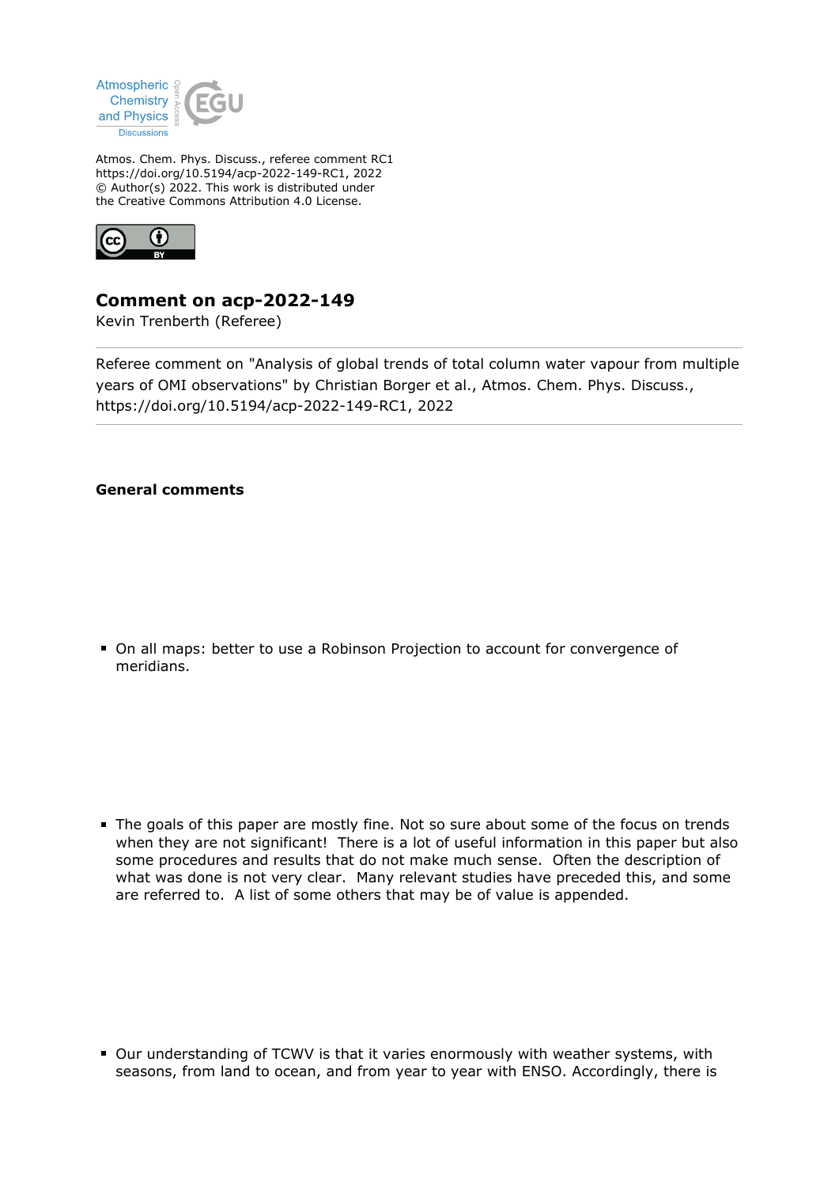Atmos. Chem. Phys. Discuss., referee comment RC1
https://doi.org/10.5194/acp-2022-149-RC1, 2022
© Author(s) 2022. This work is distributed under
the Creative Commons Attribution 4.0 License.

## Comment on acp-2022-149

Kevin Trenberth (Referee)

---

Referee comment on "Analysis of global trends of total column water vapour from multiple years of OMI observations" by Christian Borger et al., Atmos. Chem. Phys. Discuss., https://doi.org/10.5194/acp-2022-149-RC1, 2022

---

### General comments

- On all maps: better to use a Robinson Projection to account for convergence of meridians.

- The goals of this paper are mostly fine. Not so sure about some of the focus on trends when they are not significant! There is a lot of useful information in this paper but also some procedures and results that do not make much sense. Often the description of what was done is not very clear. Many relevant studies have preceded this, and some are referred to. A list of some others that may be of value is appended.

- Our understanding of TCWV is that it varies enormously with weather systems, with seasons, from land to ocean, and from year to year with ENSO. Accordingly, there is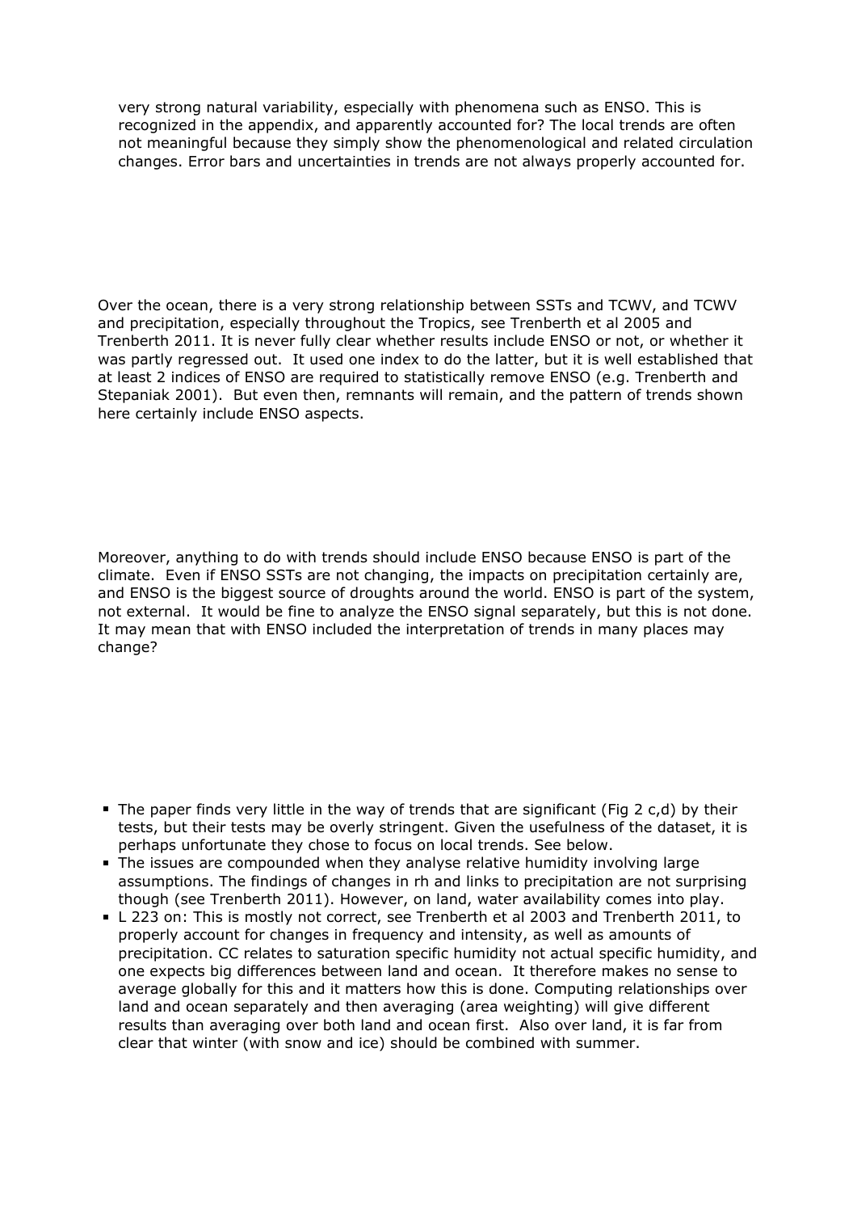very strong natural variability, especially with phenomena such as ENSO. This is recognized in the appendix, and apparently accounted for? The local trends are often not meaningful because they simply show the phenomenological and related circulation changes. Error bars and uncertainties in trends are not always properly accounted for.

Over the ocean, there is a very strong relationship between SSTs and TCWV, and TCWV and precipitation, especially throughout the Tropics, see Trenberth et al 2005 and Trenberth 2011. It is never fully clear whether results include ENSO or not, or whether it was partly regressed out. It used one index to do the latter, but it is well established that at least 2 indices of ENSO are required to statistically remove ENSO (e.g. Trenberth and Stepaniak 2001). But even then, remnants will remain, and the pattern of trends shown here certainly include ENSO aspects.

Moreover, anything to do with trends should include ENSO because ENSO is part of the climate. Even if ENSO SSTs are not changing, the impacts on precipitation certainly are, and ENSO is the biggest source of droughts around the world. ENSO is part of the system, not external. It would be fine to analyze the ENSO signal separately, but this is not done. It may mean that with ENSO included the interpretation of trends in many places may change?

- The paper finds very little in the way of trends that are significant (Fig 2 c,d) by their tests, but their tests may be overly stringent. Given the usefulness of the dataset, it is perhaps unfortunate they chose to focus on local trends. See below.
- The issues are compounded when they analyse relative humidity involving large assumptions. The findings of changes in rh and links to precipitation are not surprising though (see Trenberth 2011). However, on land, water availability comes into play.
- L 223 on: This is mostly not correct, see Trenberth et al 2003 and Trenberth 2011, to properly account for changes in frequency and intensity, as well as amounts of precipitation. CC relates to saturation specific humidity not actual specific humidity, and one expects big differences between land and ocean. It therefore makes no sense to average globally for this and it matters how this is done. Computing relationships over land and ocean separately and then averaging (area weighting) will give different results than averaging over both land and ocean first. Also over land, it is far from clear that winter (with snow and ice) should be combined with summer.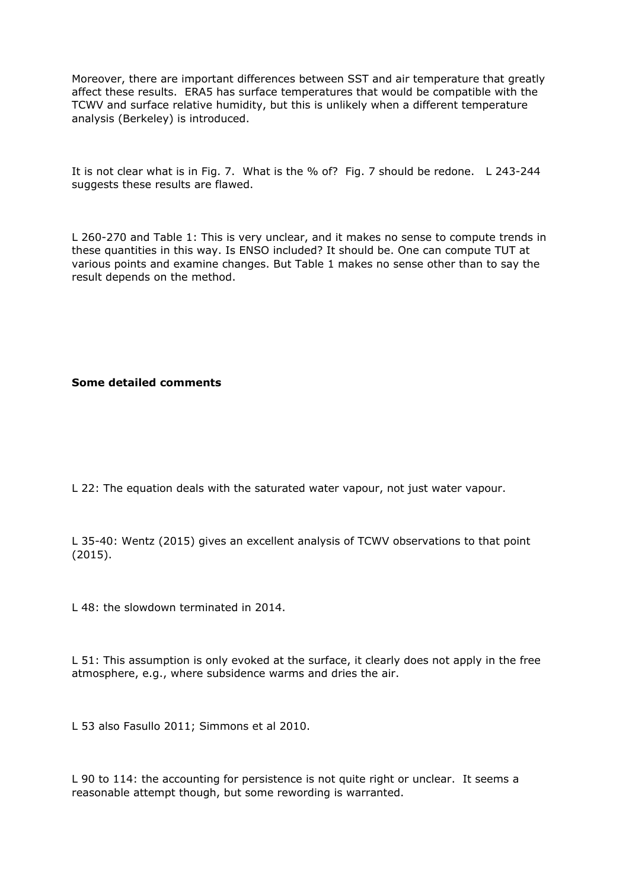Moreover, there are important differences between SST and air temperature that greatly affect these results. ERA5 has surface temperatures that would be compatible with the TCWV and surface relative humidity, but this is unlikely when a different temperature analysis (Berkeley) is introduced.

It is not clear what is in Fig. 7. What is the % of? Fig. 7 should be redone. L 243-244 suggests these results are flawed.

L 260-270 and Table 1: This is very unclear, and it makes no sense to compute trends in these quantities in this way. Is ENSO included? It should be. One can compute TUT at various points and examine changes. But Table 1 makes no sense other than to say the result depends on the method.

**Some detailed comments**

L 22: The equation deals with the saturated water vapour, not just water vapour.

L 35-40: Wentz (2015) gives an excellent analysis of TCWV observations to that point (2015).

L 48: the slowdown terminated in 2014.

L 51: This assumption is only evoked at the surface, it clearly does not apply in the free atmosphere, e.g., where subsidence warms and dries the air.

L 53 also Fasullo 2011; Simmons et al 2010.

L 90 to 114: the accounting for persistence is not quite right or unclear. It seems a reasonable attempt though, but some rewording is warranted.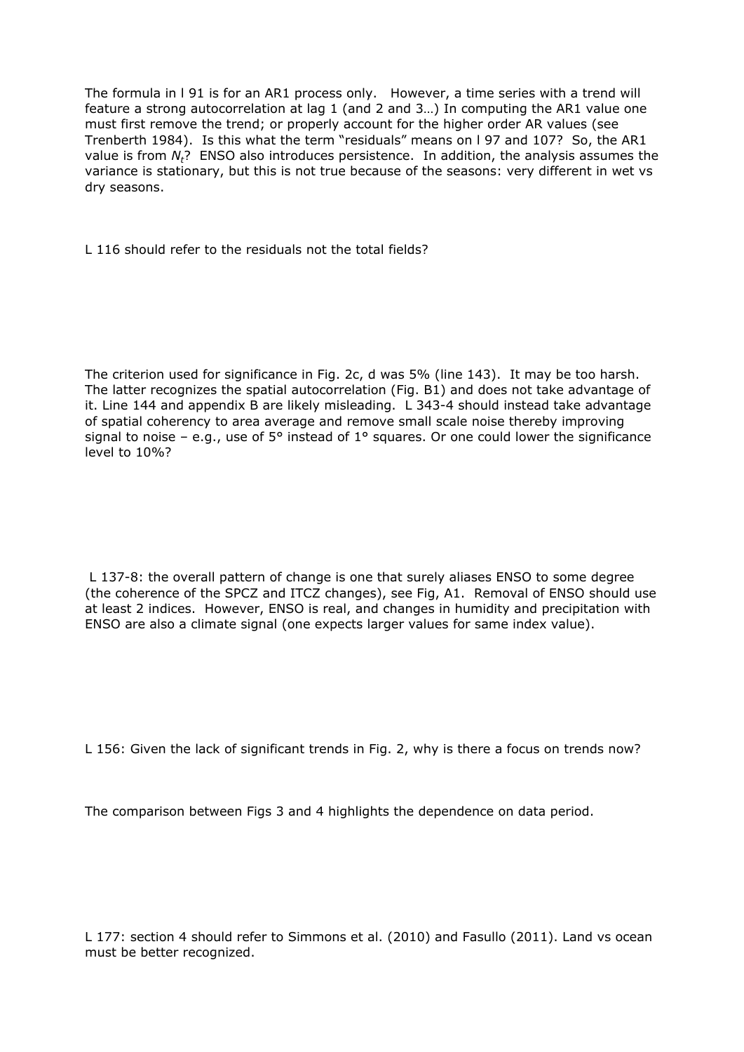The formula in l 91 is for an AR1 process only. However, a time series with a trend will feature a strong autocorrelation at lag 1 (and 2 and 3…) In computing the AR1 value one must first remove the trend; or properly account for the higher order AR values (see Trenberth 1984). Is this what the term "residuals" means on l 97 and 107? So, the AR1 value is from $N_t$? ENSO also introduces persistence. In addition, the analysis assumes the variance is stationary, but this is not true because of the seasons: very different in wet vs dry seasons.

L 116 should refer to the residuals not the total fields?

The criterion used for significance in Fig. 2c, d was 5% (line 143). It may be too harsh. The latter recognizes the spatial autocorrelation (Fig. B1) and does not take advantage of it. Line 144 and appendix B are likely misleading. L 343-4 should instead take advantage of spatial coherency to area average and remove small scale noise thereby improving signal to noise – e.g., use of 5° instead of 1° squares. Or one could lower the significance level to 10%?

L 137-8: the overall pattern of change is one that surely aliases ENSO to some degree (the coherence of the SPCZ and ITCZ changes), see Fig, A1. Removal of ENSO should use at least 2 indices. However, ENSO is real, and changes in humidity and precipitation with ENSO are also a climate signal (one expects larger values for same index value).

L 156: Given the lack of significant trends in Fig. 2, why is there a focus on trends now?

The comparison between Figs 3 and 4 highlights the dependence on data period.

L 177: section 4 should refer to Simmons et al. (2010) and Fasullo (2011). Land vs ocean must be better recognized.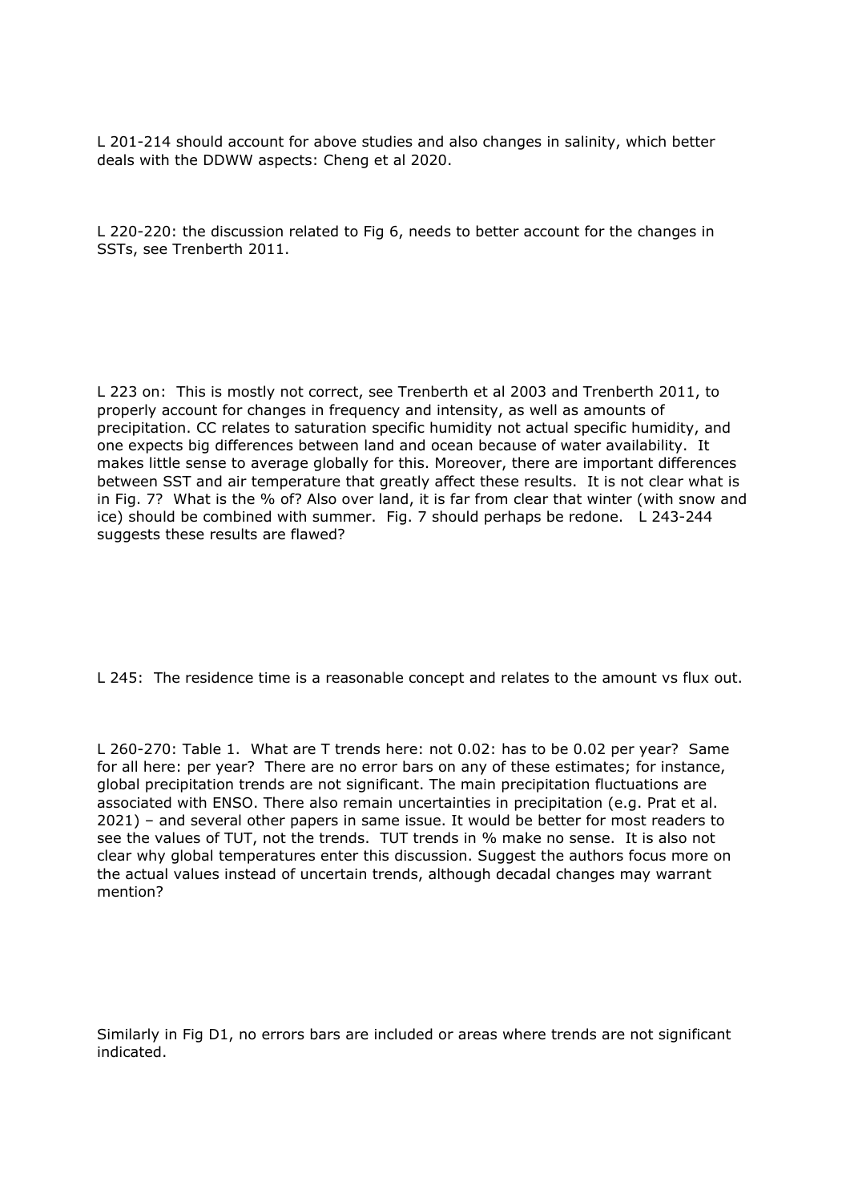L 201-214 should account for above studies and also changes in salinity, which better deals with the DDWW aspects: Cheng et al 2020.

L 220-220: the discussion related to Fig 6, needs to better account for the changes in SSTs, see Trenberth 2011.

L 223 on: This is mostly not correct, see Trenberth et al 2003 and Trenberth 2011, to properly account for changes in frequency and intensity, as well as amounts of precipitation. CC relates to saturation specific humidity not actual specific humidity, and one expects big differences between land and ocean because of water availability. It makes little sense to average globally for this. Moreover, there are important differences between SST and air temperature that greatly affect these results. It is not clear what is in Fig. 7? What is the % of? Also over land, it is far from clear that winter (with snow and ice) should be combined with summer. Fig. 7 should perhaps be redone. L 243-244 suggests these results are flawed?

L 245: The residence time is a reasonable concept and relates to the amount vs flux out.

L 260-270: Table 1. What are T trends here: not 0.02: has to be 0.02 per year? Same for all here: per year? There are no error bars on any of these estimates; for instance, global precipitation trends are not significant. The main precipitation fluctuations are associated with ENSO. There also remain uncertainties in precipitation (e.g. Prat et al. 2021) – and several other papers in same issue. It would be better for most readers to see the values of TUT, not the trends. TUT trends in % make no sense. It is also not clear why global temperatures enter this discussion. Suggest the authors focus more on the actual values instead of uncertain trends, although decadal changes may warrant mention?

Similarly in Fig D1, no errors bars are included or areas where trends are not significant indicated.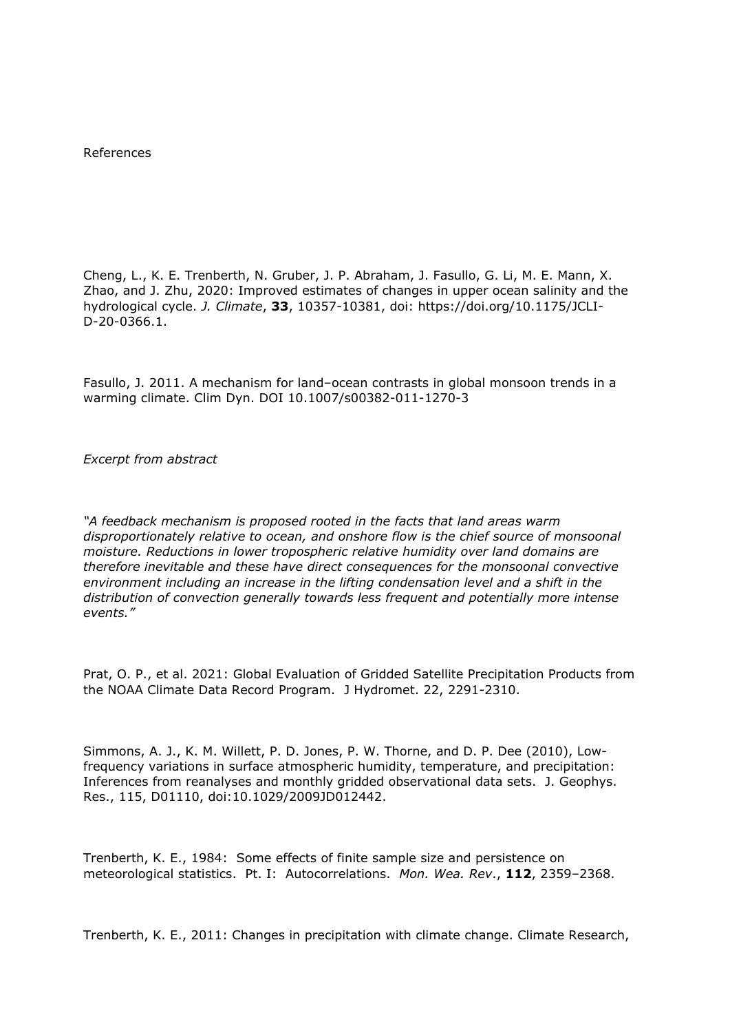References

Cheng, L., K. E. Trenberth, N. Gruber, J. P. Abraham, J. Fasullo, G. Li, M. E. Mann, X. Zhao, and J. Zhu, 2020: Improved estimates of changes in upper ocean salinity and the hydrological cycle. *J. Climate*, **33**, 10357-10381, doi: https://doi.org/10.1175/JCLI-D-20-0366.1.

Fasullo, J. 2011. A mechanism for land–ocean contrasts in global monsoon trends in a warming climate. Clim Dyn. DOI 10.1007/s00382-011-1270-3

*Excerpt from abstract*

*"A feedback mechanism is proposed rooted in the facts that land areas warm disproportionately relative to ocean, and onshore flow is the chief source of monsoonal moisture. Reductions in lower tropospheric relative humidity over land domains are therefore inevitable and these have direct consequences for the monsoonal convective environment including an increase in the lifting condensation level and a shift in the distribution of convection generally towards less frequent and potentially more intense events."*

Prat, O. P., et al. 2021: Global Evaluation of Gridded Satellite Precipitation Products from the NOAA Climate Data Record Program. J Hydromet. 22, 2291-2310.

Simmons, A. J., K. M. Willett, P. D. Jones, P. W. Thorne, and D. P. Dee (2010), Low-frequency variations in surface atmospheric humidity, temperature, and precipitation: Inferences from reanalyses and monthly gridded observational data sets. J. Geophys. Res., 115, D01110, doi:10.1029/2009JD012442.

Trenberth, K. E., 1984: Some effects of finite sample size and persistence on meteorological statistics. Pt. I: Autocorrelations. *Mon. Wea. Rev*., **112**, 2359–2368.

Trenberth, K. E., 2011: Changes in precipitation with climate change. Climate Research,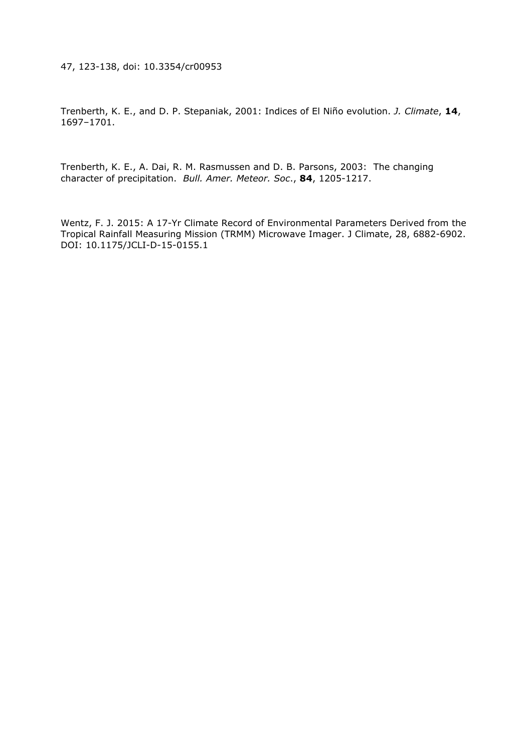47, 123-138, doi: 10.3354/cr00953

Trenberth, K. E., and D. P. Stepaniak, 2001: Indices of El Niño evolution. *J. Climate*, **14**, 1697–1701.

Trenberth, K. E., A. Dai, R. M. Rasmussen and D. B. Parsons, 2003: The changing character of precipitation. *Bull. Amer. Meteor. Soc.*, **84**, 1205-1217.

Wentz, F. J. 2015: A 17-Yr Climate Record of Environmental Parameters Derived from the Tropical Rainfall Measuring Mission (TRMM) Microwave Imager. J Climate, 28, 6882-6902. DOI: 10.1175/JCLI-D-15-0155.1